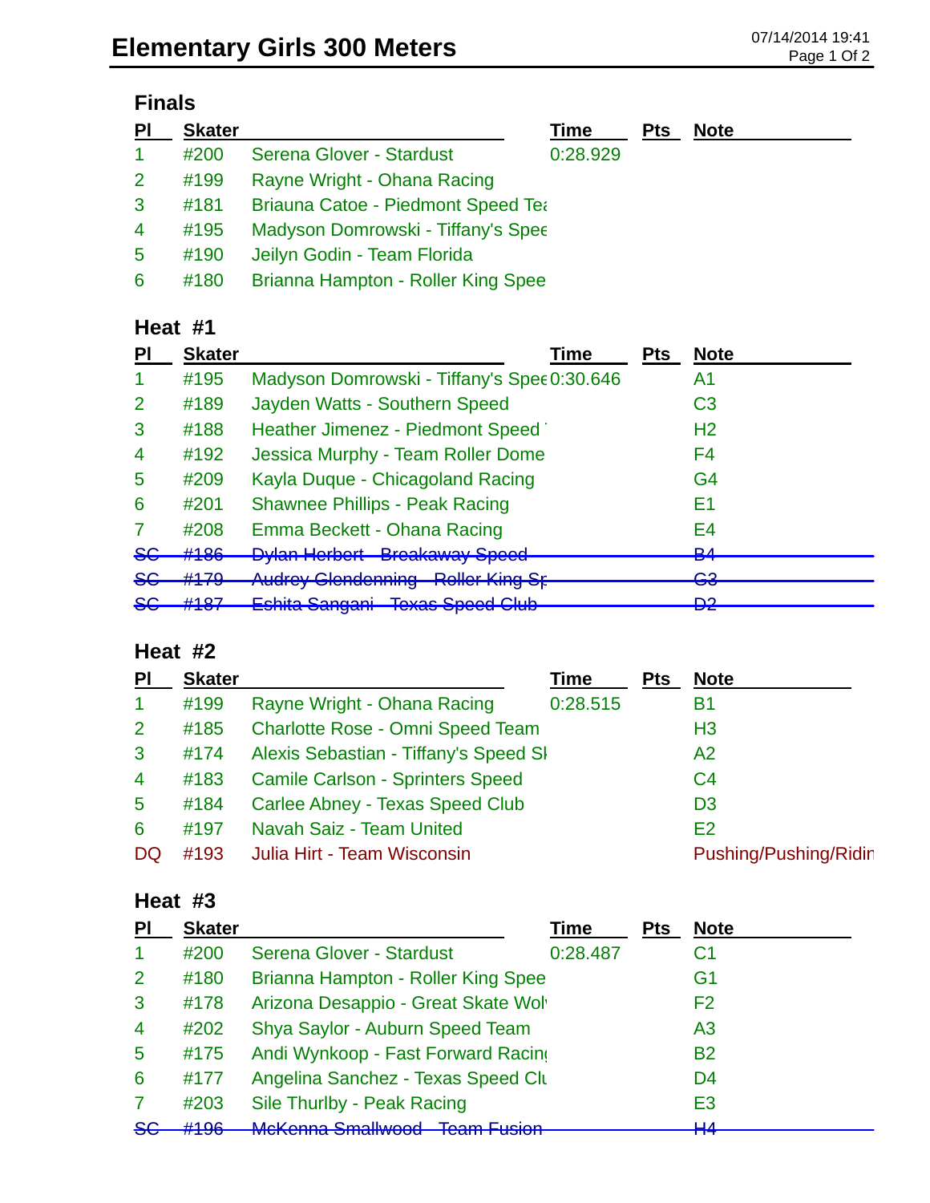# Elementary Girls 300 Meters

07/14/2014 19:41

## Finals

| Pl | Skater | | Time | Pts | Note |
|---|---|---|---|---|---|
| 1 | #200 | Serena Glover - Stardust | 0:28.929 | | |
| 2 | #199 | Rayne Wright - Ohana Racing | | | |
| 3 | #181 | Briauna Catoe - Piedmont Speed Tea | | | |
| 4 | #195 | Madyson Domrowski - Tiffany's Spee | | | |
| 5 | #190 | Jeilyn Godin - Team Florida | | | |
| 6 | #180 | Brianna Hampton - Roller King Spee | | | |

## Heat #1

| Pl | Skater | | Time | Pts | Note |
|---|---|---|---|---|---|
| 1 | #195 | Madyson Domrowski - Tiffany's Spee | 0:30.646 | | A1 |
| 2 | #189 | Jayden Watts - Southern Speed | | | C3 |
| 3 | #188 | Heather Jimenez - Piedmont Speed | | | H2 |
| 4 | #192 | Jessica Murphy - Team Roller Dome | | | F4 |
| 5 | #209 | Kayla Duque - Chicagoland Racing | | | G4 |
| 6 | #201 | Shawnee Phillips - Peak Racing | | | E1 |
| 7 | #208 | Emma Beckett - Ohana Racing | | | E4 |
| ~~SC~~ | ~~#186~~ | ~~Dylan Herbert - Breakaway Speed~~ | | | ~~B4~~ |
| ~~SC~~ | ~~#179~~ | ~~Audrey Glendenning - Roller King Sp~~ | | | ~~G3~~ |
| ~~SC~~ | ~~#187~~ | ~~Eshita Sangani - Texas Speed Club~~ | | | ~~D2~~ |

## Heat #2

| Pl | Skater | | Time | Pts | Note |
|---|---|---|---|---|---|
| 1 | #199 | Rayne Wright - Ohana Racing | 0:28.515 | | B1 |
| 2 | #185 | Charlotte Rose - Omni Speed Team | | | H3 |
| 3 | #174 | Alexis Sebastian - Tiffany's Speed Sl | | | A2 |
| 4 | #183 | Camile Carlson - Sprinters Speed | | | C4 |
| 5 | #184 | Carlee Abney - Texas Speed Club | | | D3 |
| 6 | #197 | Navah Saiz - Team United | | | E2 |
| DQ | #193 | Julia Hirt - Team Wisconsin | | | Pushing/Pushing/Ridin |

## Heat #3

| Pl | Skater | | Time | Pts | Note |
|---|---|---|---|---|---|
| 1 | #200 | Serena Glover - Stardust | 0:28.487 | | C1 |
| 2 | #180 | Brianna Hampton - Roller King Spee | | | G1 |
| 3 | #178 | Arizona Desappio - Great Skate Wol | | | F2 |
| 4 | #202 | Shya Saylor - Auburn Speed Team | | | A3 |
| 5 | #175 | Andi Wynkoop - Fast Forward Racin | | | B2 |
| 6 | #177 | Angelina Sanchez - Texas Speed Clu | | | D4 |
| 7 | #203 | Sile Thurlby - Peak Racing | | | E3 |
| ~~SC~~ | ~~#196~~ | ~~McKenna Smallwood - Team Fusion~~ | | | ~~H4~~ |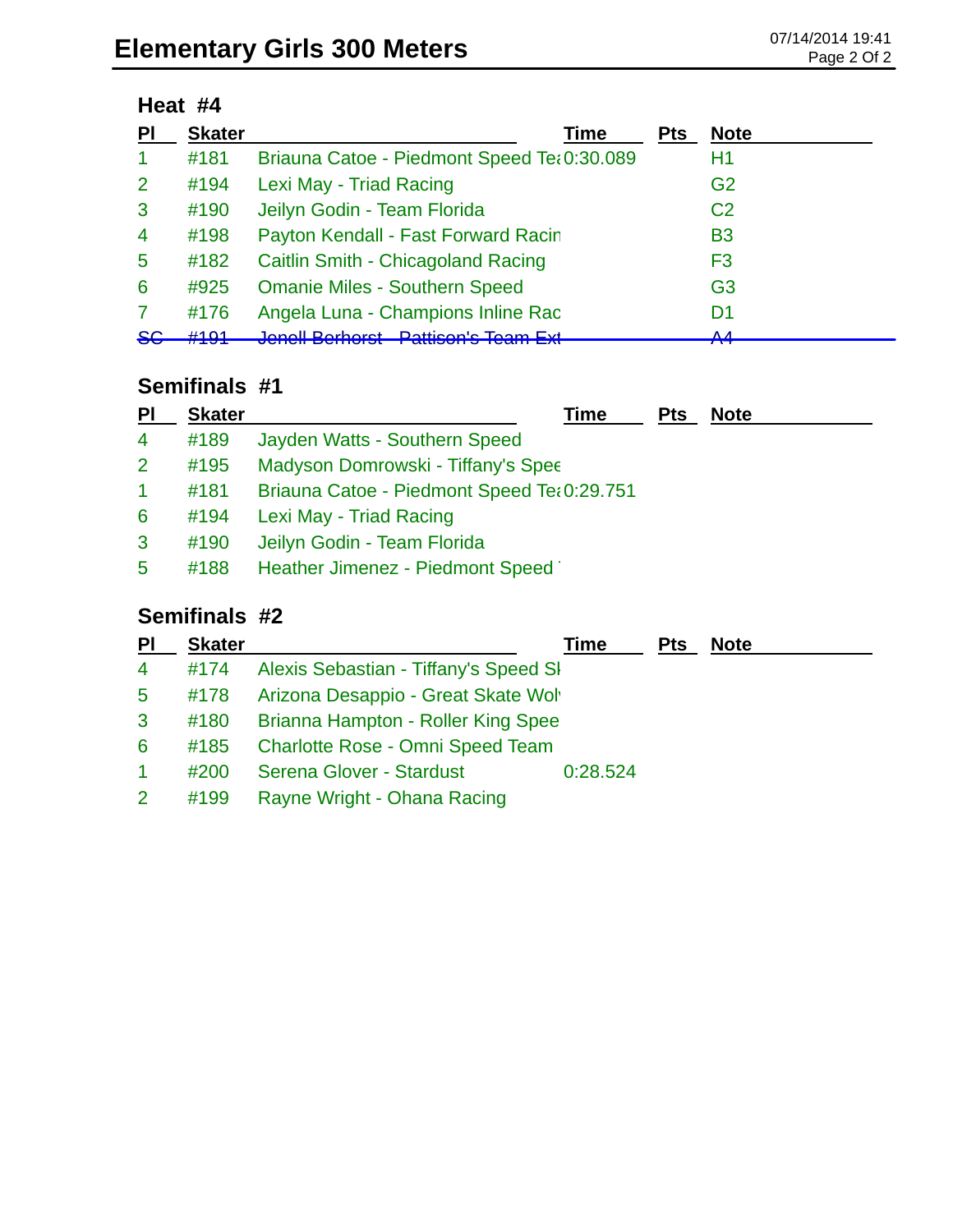# Elementary Girls 300 Meters

### Heat #4

| Pl | Skater | | Time | Pts | Note |
|---|---|---|---|---|---|
| 1 | #181 | Briauna Catoe - Piedmont Speed Tea | 0:30.089 | | H1 |
| 2 | #194 | Lexi May - Triad Racing | | | G2 |
| 3 | #190 | Jeilyn Godin - Team Florida | | | C2 |
| 4 | #198 | Payton Kendall - Fast Forward Racin | | | B3 |
| 5 | #182 | Caitlin Smith - Chicagoland Racing | | | F3 |
| 6 | #925 | Omanie Miles - Southern Speed | | | G3 |
| 7 | #176 | Angela Luna - Champions Inline Rac | | | D1 |
| ~~SC~~ | ~~#191~~ | ~~Jenell Berhorst - Pattison's Team Ext~~ | | | ~~A4~~ |

### Semifinals #1

| Pl | Skater | | Time | Pts | Note |
|---|---|---|---|---|---|
| 4 | #189 | Jayden Watts - Southern Speed | | | |
| 2 | #195 | Madyson Domrowski - Tiffany's Spee | | | |
| 1 | #181 | Briauna Catoe - Piedmont Speed Tea | 0:29.751 | | |
| 6 | #194 | Lexi May - Triad Racing | | | |
| 3 | #190 | Jeilyn Godin - Team Florida | | | |
| 5 | #188 | Heather Jimenez - Piedmont Speed | | | |

### Semifinals #2

| Pl | Skater | | Time | Pts | Note |
|---|---|---|---|---|---|
| 4 | #174 | Alexis Sebastian - Tiffany's Speed Sl | | | |
| 5 | #178 | Arizona Desappio - Great Skate Wol | | | |
| 3 | #180 | Brianna Hampton - Roller King Spee | | | |
| 6 | #185 | Charlotte Rose - Omni Speed Team | | | |
| 1 | #200 | Serena Glover - Stardust | 0:28.524 | | |
| 2 | #199 | Rayne Wright - Ohana Racing | | | |